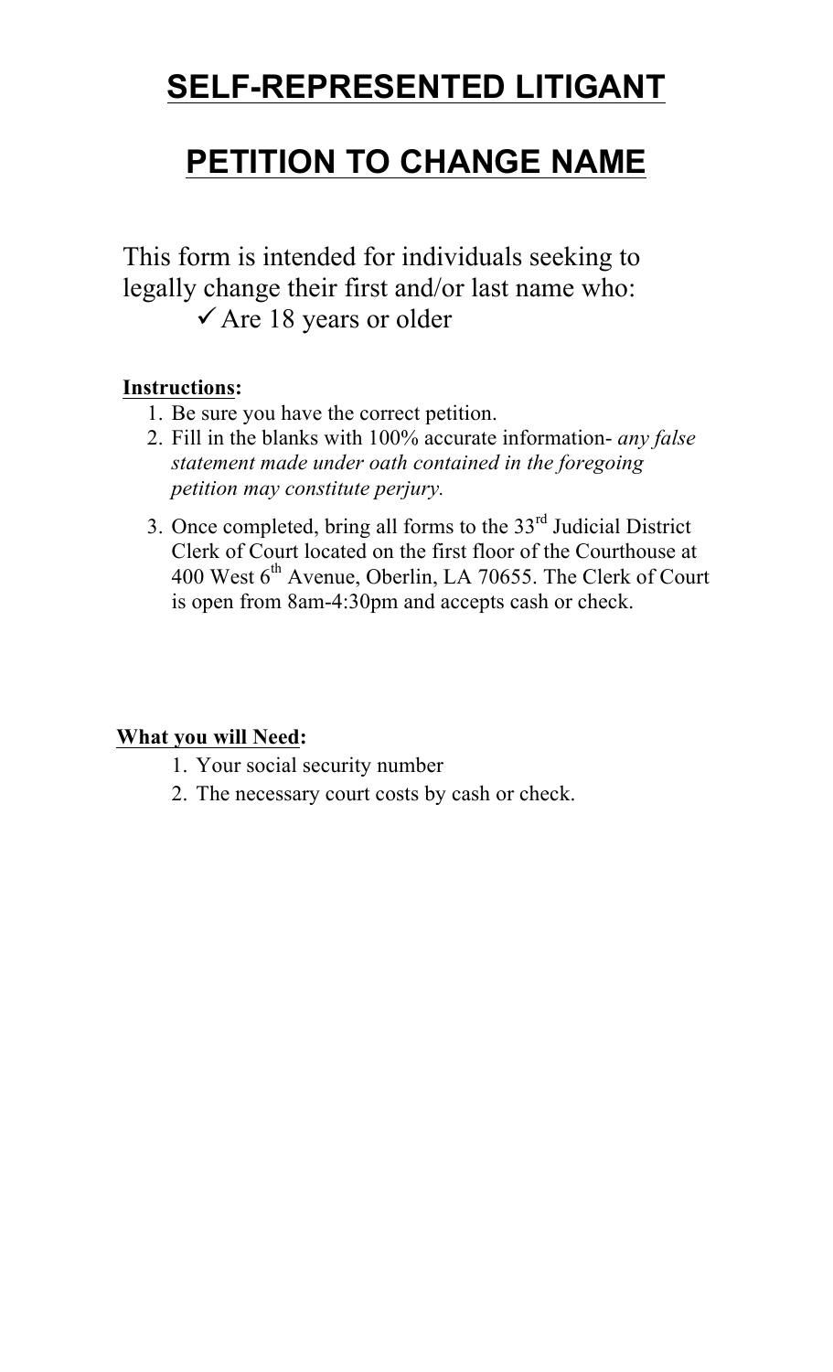# SELF-REPRESENTED LITIGANT

# PETITION TO CHANGE NAME

This form is intended for individuals seeking to legally change their first and/or last name who:

- ✓ Are 18 years or older

**Instructions:**

1. Be sure you have the correct petition.
2. Fill in the blanks with 100% accurate information- *any false statement made under oath contained in the foregoing petition may constitute perjury.*
3. Once completed, bring all forms to the 33rd Judicial District Clerk of Court located on the first floor of the Courthouse at 400 West 6th Avenue, Oberlin, LA 70655. The Clerk of Court is open from 8am-4:30pm and accepts cash or check.

**What you will Need:**

1. Your social security number
2. The necessary court costs by cash or check.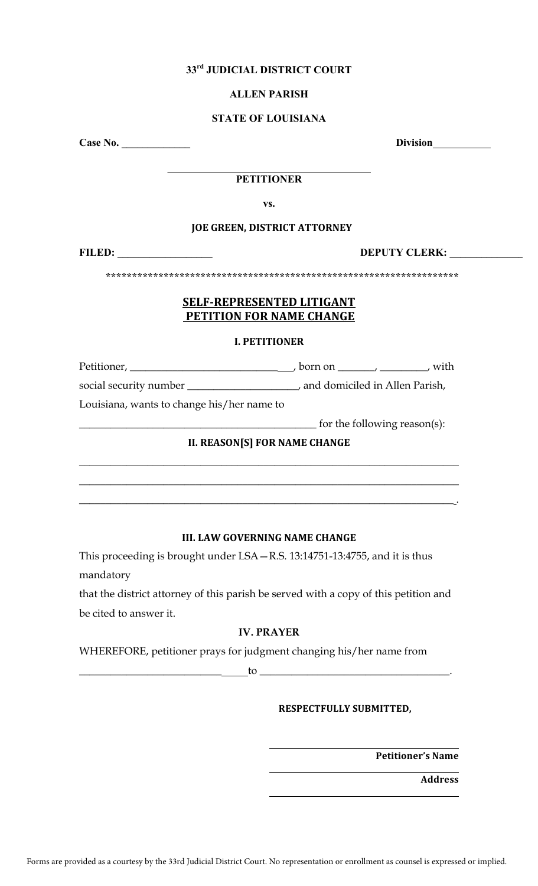**33rd JUDICIAL DISTRICT COURT**

**ALLEN PARISH**

**STATE OF LOUISIANA**

**Case No.** _____________ **Division** ___________

________________________________________

**PETITIONER**

**vs.**

**JOE GREEN, DISTRICT ATTORNEY**

**FILED:** __________________ **DEPUTY CLERK:** ______________

**********************************************************************

## SELF-REPRESENTED LITIGANT PETITION FOR NAME CHANGE

### I. PETITIONER

Petitioner, ______________________________, born on _______, _________, with social security number _____________________, and domiciled in Allen Parish, Louisiana, wants to change his/her name to

_____________________________________________ for the following reason(s):

### II. REASON[S] FOR NAME CHANGE

__________________________________________________________________________

__________________________________________________________________________

__________________________________________________________________________.

### III. LAW GOVERNING NAME CHANGE

This proceeding is brought under LSA—R.S. 13:14751-13:4755, and it is thus mandatory

that the district attorney of this parish be served with a copy of this petition and be cited to answer it.

### IV. PRAYER

WHEREFORE, petitioner prays for judgment changing his/her name from

_______________________________to ____________________________________.

**RESPECTFULLY SUBMITTED,**

________________________________

**Petitioner's Name**

________________________________

**Address**

________________________________

Forms are provided as a courtesy by the 33rd Judicial District Court. No representation or enrollment as counsel is expressed or implied.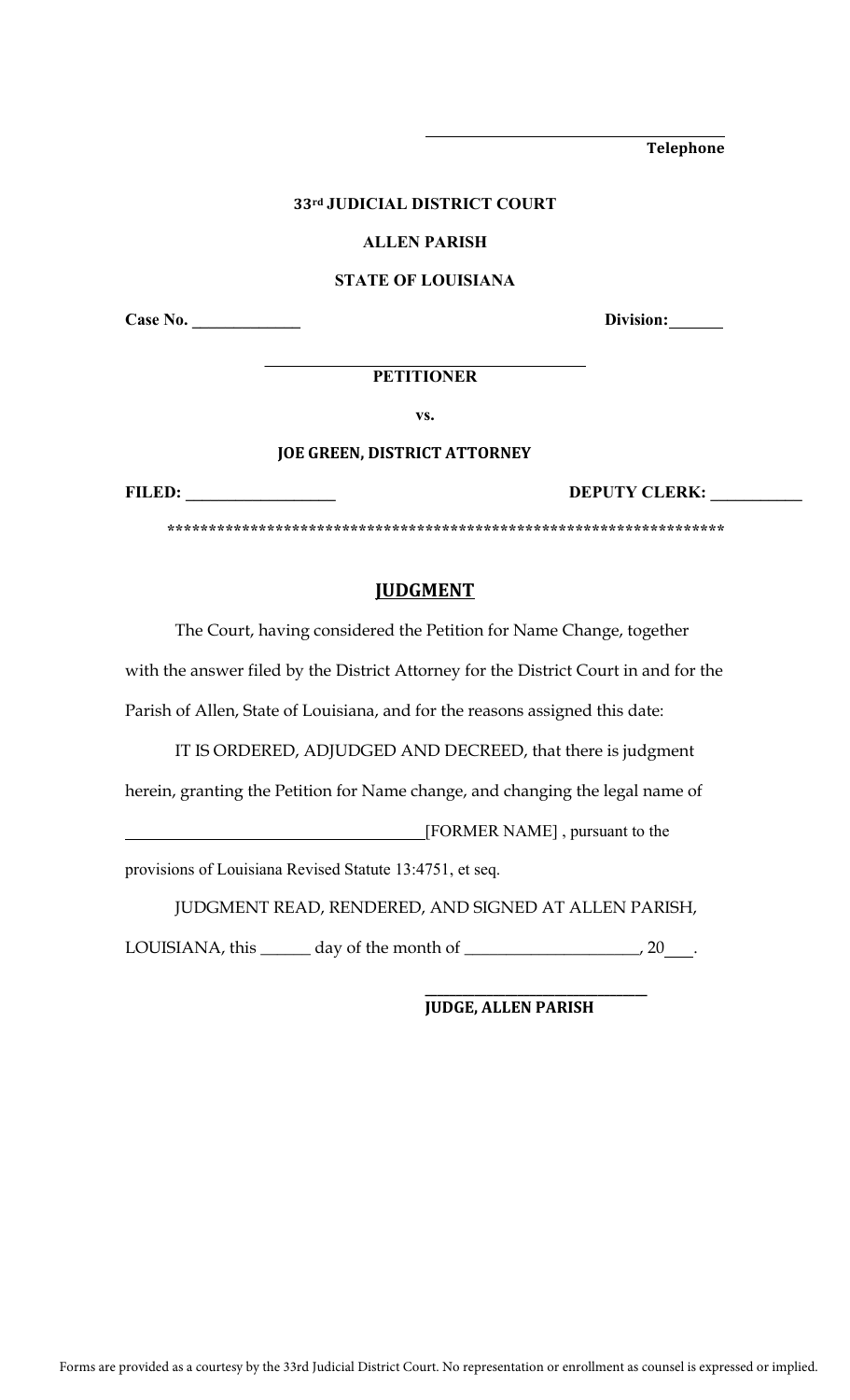\_\_\_\_\_\_\_\_\_\_\_\_\_\_\_\_\_\_\_\_\_\_\_\_\_\_\_\_\_\_\_\_\_\_\_\_

**Telephone**

**33rd JUDICIAL DISTRICT COURT**

**ALLEN PARISH**

**STATE OF LOUISIANA**

**Case No. \_\_\_\_\_\_\_\_\_\_\_\_\_** **Division:\_\_\_\_\_\_**

\_\_\_\_\_\_\_\_\_\_\_\_\_\_\_\_\_\_\_\_\_\_\_\_\_\_\_\_\_\_\_\_\_\_\_\_\_\_\_\_

**PETITIONER**

**vs.**

**JOE GREEN, DISTRICT ATTORNEY**

**FILED: \_\_\_\_\_\_\_\_\_\_\_\_\_\_\_\_\_\_** **DEPUTY CLERK: \_\_\_\_\_\_\_\_\_\_\_**

\*\*\*\*\*\*\*\*\*\*\*\*\*\*\*\*\*\*\*\*\*\*\*\*\*\*\*\*\*\*\*\*\*\*\*\*\*\*\*\*\*\*\*\*\*\*\*\*\*\*\*\*\*\*\*\*\*\*\*\*\*\*\*\*\*\*\*\*\*

## JUDGMENT

The Court, having considered the Petition for Name Change, together with the answer filed by the District Attorney for the District Court in and for the Parish of Allen, State of Louisiana, and for the reasons assigned this date:

IT IS ORDERED, ADJUDGED AND DECREED, that there is judgment herein, granting the Petition for Name change, and changing the legal name of \_\_\_\_\_\_\_\_\_\_\_\_\_\_\_\_\_\_\_\_\_\_\_\_\_\_\_\_\_\_\_\_\_\_\_\_[FORMER NAME] , pursuant to the provisions of Louisiana Revised Statute 13:4751, et seq.

JUDGMENT READ, RENDERED, AND SIGNED AT ALLEN PARISH, LOUISIANA, this \_\_\_\_\_\_ day of the month of \_\_\_\_\_\_\_\_\_\_\_\_\_\_\_\_\_\_\_\_, 20\_\_\_.

\_\_\_\_\_\_\_\_\_\_\_\_\_\_\_\_\_\_\_\_\_\_\_\_\_\_\_\_\_\_

**JUDGE, ALLEN PARISH**

Forms are provided as a courtesy by the 33rd Judicial District Court. No representation or enrollment as counsel is expressed or implied.